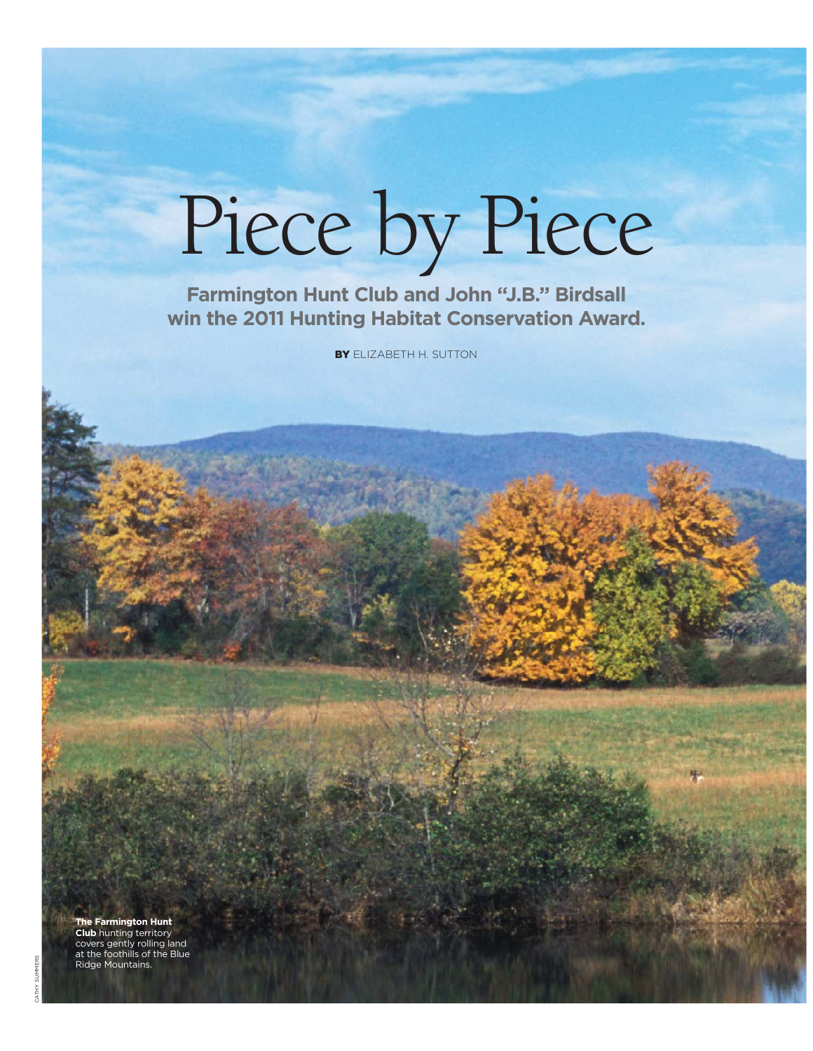# Piece by Piece

## Farmington Hunt Club and John "J.B." Birdsall win the 2011 Hunting Habitat Conservation Award.

**BY** ELIZABETH H. SUTTON

**The Farmington Hunt Club** hunting territory covers gently rolling land at the foothills of the Blue Ridge Mountains.

CATHY SUMMERS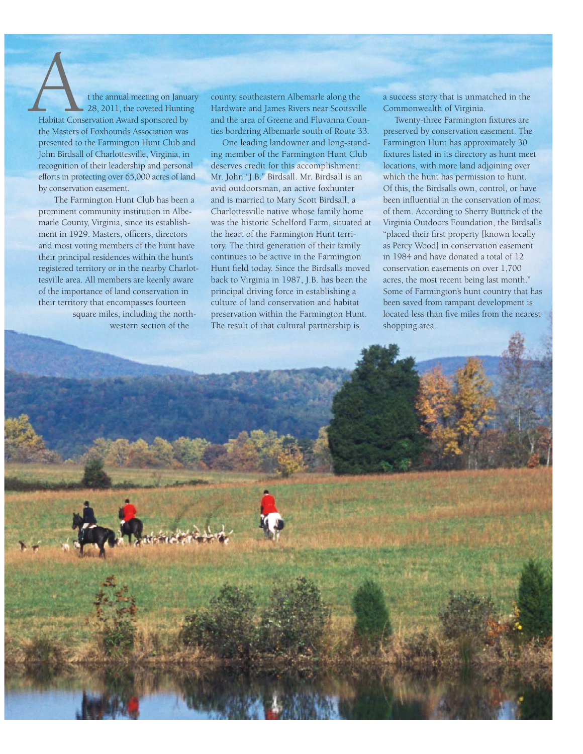At the annual meeting on January 28, 2011, the coveted Hunting Habitat Conservation Award sponsored by the Masters of Foxhounds Association was presented to the Farmington Hunt Club and John Birdsall of Charlottesville, Virginia, in recognition of their leadership and personal efforts in protecting over 65,000 acres of land by conservation easement.

The Farmington Hunt Club has been a prominent community institution in Albemarle County, Virginia, since its establishment in 1929. Masters, officers, directors and most voting members of the hunt have their principal residences within the hunt's registered territory or in the nearby Charlottesville area. All members are keenly aware of the importance of land conservation in their territory that encompasses fourteen square miles, including the northwestern section of the county, southeastern Albemarle along the Hardware and James Rivers near Scottsville and the area of Greene and Fluvanna Counties bordering Albemarle south of Route 33.

One leading landowner and long-standing member of the Farmington Hunt Club deserves credit for this accomplishment: Mr. John "J.B." Birdsall. Mr. Birdsall is an avid outdoorsman, an active foxhunter and is married to Mary Scott Birdsall, a Charlottesville native whose family home was the historic Schelford Farm, situated at the heart of the Farmington Hunt territory. The third generation of their family continues to be active in the Farmington Hunt field today. Since the Birdsalls moved back to Virginia in 1987, J.B. has been the principal driving force in establishing a culture of land conservation and habitat preservation within the Farmington Hunt. The result of that cultural partnership is a success story that is unmatched in the Commonwealth of Virginia.

Twenty-three Farmington fixtures are preserved by conservation easement. The Farmington Hunt has approximately 30 fixtures listed in its directory as hunt meet locations, with more land adjoining over which the hunt has permission to hunt. Of this, the Birdsalls own, control, or have been influential in the conservation of most of them. According to Sherry Buttrick of the Virginia Outdoors Foundation, the Birdsalls "placed their first property [known locally as Percy Wood] in conservation easement in 1984 and have donated a total of 12 conservation easements on over 1,700 acres, the most recent being last month." Some of Farmington's hunt country that has been saved from rampant development is located less than five miles from the nearest shopping area.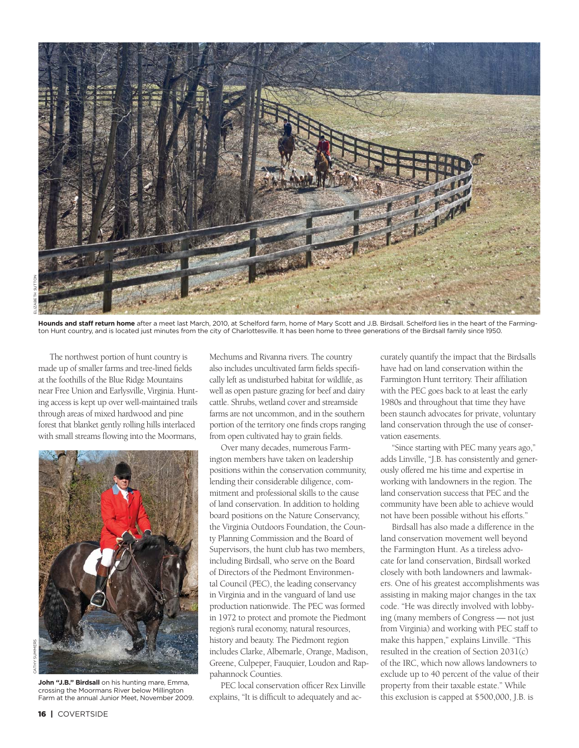**Hounds and staff return home** after a meet last March, 2010, at Schelford farm, home of Mary Scott and J.B. Birdsall. Schelford lies in the heart of the Farmington Hunt country, and is located just minutes from the city of Charlottesville. It has been home to three generations of the Birdsall family since 1950.

The northwest portion of hunt country is made up of smaller farms and tree-lined fields at the foothills of the Blue Ridge Mountains near Free Union and Earlysville, Virginia. Hunting access is kept up over well-maintained trails through areas of mixed hardwood and pine forest that blanket gently rolling hills interlaced with small streams flowing into the Moormans, Mechums and Rivanna rivers. The country also includes uncultivated farm fields specifically left as undisturbed habitat for wildlife, as well as open pasture grazing for beef and dairy cattle. Shrubs, wetland cover and streamside farms are not uncommon, and in the southern portion of the territory one finds crops ranging from open cultivated hay to grain fields.

**John "J.B." Birdsall** on his hunting mare, Emma, crossing the Moormans River below Millington Farm at the annual Junior Meet, November 2009.

Over many decades, numerous Farmington members have taken on leadership positions within the conservation community, lending their considerable diligence, commitment and professional skills to the cause of land conservation. In addition to holding board positions on the Nature Conservancy, the Virginia Outdoors Foundation, the County Planning Commission and the Board of Supervisors, the hunt club has two members, including Birdsall, who serve on the Board of Directors of the Piedmont Environmental Council (PEC), the leading conservancy in Virginia and in the vanguard of land use production nationwide. The PEC was formed in 1972 to protect and promote the Piedmont region's rural economy, natural resources, history and beauty. The Piedmont region includes Clarke, Albemarle, Orange, Madison, Greene, Culpeper, Fauquier, Loudon and Rappahannock Counties.

PEC local conservation officer Rex Linville explains, "It is difficult to adequately and accurately quantify the impact that the Birdsalls have had on land conservation within the Farmington Hunt territory. Their affiliation with the PEC goes back to at least the early 1980s and throughout that time they have been staunch advocates for private, voluntary land conservation through the use of conservation easements.

"Since starting with PEC many years ago," adds Linville, "J.B. has consistently and generously offered me his time and expertise in working with landowners in the region. The land conservation success that PEC and the community have been able to achieve would not have been possible without his efforts."

Birdsall has also made a difference in the land conservation movement well beyond the Farmington Hunt. As a tireless advocate for land conservation, Birdsall worked closely with both landowners and lawmakers. One of his greatest accomplishments was assisting in making major changes in the tax code. "He was directly involved with lobbying (many members of Congress — not just from Virginia) and working with PEC staff to make this happen," explains Linville. "This resulted in the creation of Section 2031(c) of the IRC, which now allows landowners to exclude up to 40 percent of the value of their property from their taxable estate." While this exclusion is capped at $500,000, J.B. is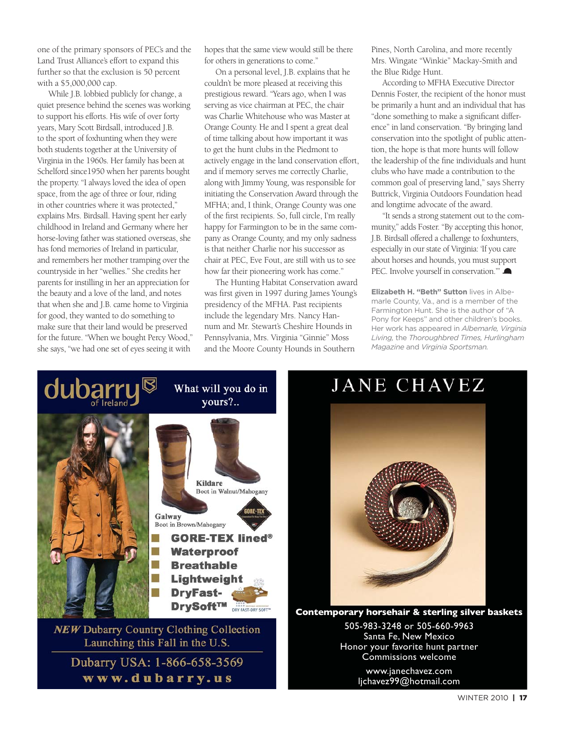one of the primary sponsors of PEC's and the Land Trust Alliance's effort to expand this further so that the exclusion is 50 percent with a $5,000,000 cap.

While J.B. lobbied publicly for change, a quiet presence behind the scenes was working to support his efforts. His wife of over forty years, Mary Scott Birdsall, introduced J.B. to the sport of foxhunting when they were both students together at the University of Virginia in the 1960s. Her family has been at Schelford since1950 when her parents bought the property. "I always loved the idea of open space, from the age of three or four, riding in other countries where it was protected," explains Mrs. Birdsall. Having spent her early childhood in Ireland and Germany where her horse-loving father was stationed overseas, she has fond memories of Ireland in particular, and remembers her mother tramping over the countryside in her "wellies." She credits her parents for instilling in her an appreciation for the beauty and a love of the land, and notes that when she and J.B. came home to Virginia for good, they wanted to do something to make sure that their land would be preserved for the future. "When we bought Percy Wood," she says, "we had one set of eyes seeing it with hopes that the same view would still be there for others in generations to come."

On a personal level, J.B. explains that he couldn't be more pleased at receiving this prestigious reward. "Years ago, when I was serving as vice chairman at PEC, the chair was Charlie Whitehouse who was Master at Orange County. He and I spent a great deal of time talking about how important it was to get the hunt clubs in the Piedmont to actively engage in the land conservation effort, and if memory serves me correctly Charlie, along with Jimmy Young, was responsible for initiating the Conservation Award through the MFHA; and, I think, Orange County was one of the first recipients. So, full circle, I'm really happy for Farmington to be in the same company as Orange County, and my only sadness is that neither Charlie nor his successor as chair at PEC, Eve Fout, are still with us to see how far their pioneering work has come."

The Hunting Habitat Conservation award was first given in 1997 during James Young's presidency of the MFHA. Past recipients include the legendary Mrs. Nancy Hannum and Mr. Stewart's Cheshire Hounds in Pennsylvania, Mrs. Virginia "Ginnie" Moss and the Moore County Hounds in Southern Pines, North Carolina, and more recently Mrs. Wingate "Winkie" Mackay-Smith and the Blue Ridge Hunt.

According to MFHA Executive Director Dennis Foster, the recipient of the honor must be primarily a hunt and an individual that has "done something to make a significant difference" in land conservation. "By bringing land conservation into the spotlight of public attention, the hope is that more hunts will follow the leadership of the fine individuals and hunt clubs who have made a contribution to the common goal of preserving land," says Sherry Buttrick, Virginia Outdoors Foundation head and longtime advocate of the award.

"It sends a strong statement out to the community," adds Foster. "By accepting this honor, J.B. Birdsall offered a challenge to foxhunters, especially in our state of Virginia: 'If you care about horses and hounds, you must support PEC. Involve yourself in conservation.'"

**Elizabeth H. "Beth" Sutton** lives in Albemarle County, Va., and is a member of the Farmington Hunt. She is the author of "A Pony for Keeps" and other children's books. Her work has appeared in *Albemarle, Virginia Living,* the *Thoroughbred Times, Hurlingham Magazine* and *Virginia Sportsman.*

dubarry of Ireland

What will you do in yours?..

**Kildare**
Boot in Walnut/Mahogany

**Galway**
Boot in Brown/Mahogany

- **GORE-TEX lined®**
- **Waterproof**
- **Breathable**
- **Lightweight**
- **DryFast-DrySoft™**

***NEW*** Dubarry Country Clothing Collection Launching this Fall in the U.S.

Dubarry USA: 1-866-658-3569
**www.dubarry.us**

JANE CHAVEZ

**Contemporary horsehair & sterling silver baskets**

505-983-3248 or 505-660-9963
Santa Fe, New Mexico
Honor your favorite hunt partner
Commissions welcome

www.janechavez.com
ljchavez99@hotmail.com